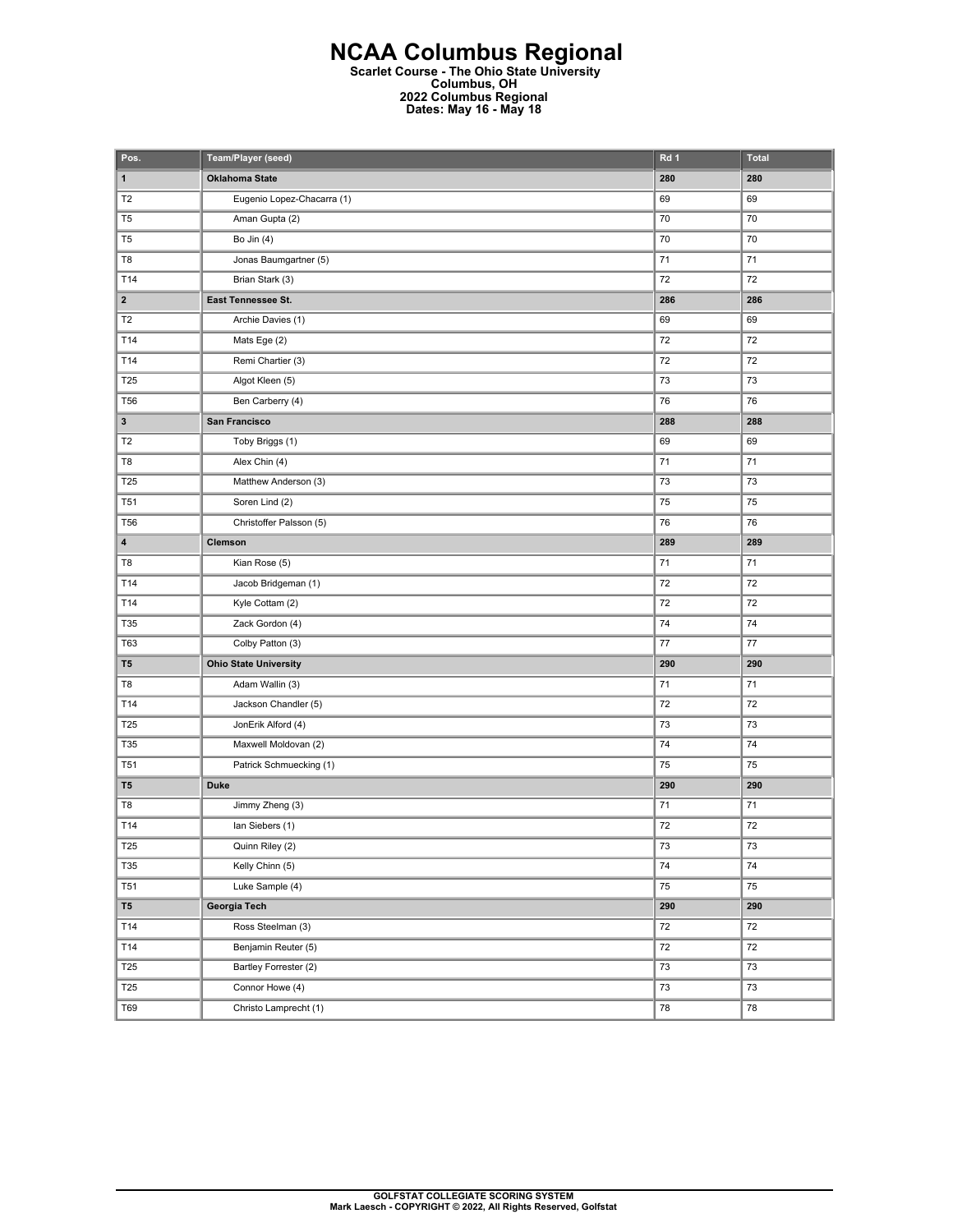# NCAA Columbus Regional

**Scarlet Course - The Ohio State University**
**Columbus, OH**
**2022 Columbus Regional**
**Dates: May 16 - May 18**

| Pos. | Team/Player (seed) | Rd 1 | Total |
|---|---|---|---|
| **1** | **Oklahoma State** | **280** | **280** |
| T2 | Eugenio Lopez-Chacarra (1) | 69 | 69 |
| T5 | Aman Gupta (2) | 70 | 70 |
| T5 | Bo Jin (4) | 70 | 70 |
| T8 | Jonas Baumgartner (5) | 71 | 71 |
| T14 | Brian Stark (3) | 72 | 72 |
| **2** | **East Tennessee St.** | **286** | **286** |
| T2 | Archie Davies (1) | 69 | 69 |
| T14 | Mats Ege (2) | 72 | 72 |
| T14 | Remi Chartier (3) | 72 | 72 |
| T25 | Algot Kleen (5) | 73 | 73 |
| T56 | Ben Carberry (4) | 76 | 76 |
| **3** | **San Francisco** | **288** | **288** |
| T2 | Toby Briggs (1) | 69 | 69 |
| T8 | Alex Chin (4) | 71 | 71 |
| T25 | Matthew Anderson (3) | 73 | 73 |
| T51 | Soren Lind (2) | 75 | 75 |
| T56 | Christoffer Palsson (5) | 76 | 76 |
| **4** | **Clemson** | **289** | **289** |
| T8 | Kian Rose (5) | 71 | 71 |
| T14 | Jacob Bridgeman (1) | 72 | 72 |
| T14 | Kyle Cottam (2) | 72 | 72 |
| T35 | Zack Gordon (4) | 74 | 74 |
| T63 | Colby Patton (3) | 77 | 77 |
| **T5** | **Ohio State University** | **290** | **290** |
| T8 | Adam Wallin (3) | 71 | 71 |
| T14 | Jackson Chandler (5) | 72 | 72 |
| T25 | JonErik Alford (4) | 73 | 73 |
| T35 | Maxwell Moldovan (2) | 74 | 74 |
| T51 | Patrick Schmuecking (1) | 75 | 75 |
| **T5** | **Duke** | **290** | **290** |
| T8 | Jimmy Zheng (3) | 71 | 71 |
| T14 | Ian Siebers (1) | 72 | 72 |
| T25 | Quinn Riley (2) | 73 | 73 |
| T35 | Kelly Chinn (5) | 74 | 74 |
| T51 | Luke Sample (4) | 75 | 75 |
| **T5** | **Georgia Tech** | **290** | **290** |
| T14 | Ross Steelman (3) | 72 | 72 |
| T14 | Benjamin Reuter (5) | 72 | 72 |
| T25 | Bartley Forrester (2) | 73 | 73 |
| T25 | Connor Howe (4) | 73 | 73 |
| T69 | Christo Lamprecht (1) | 78 | 78 |

GOLFSTAT COLLEGIATE SCORING SYSTEM
Mark Laesch - COPYRIGHT © 2022, All Rights Reserved, Golfstat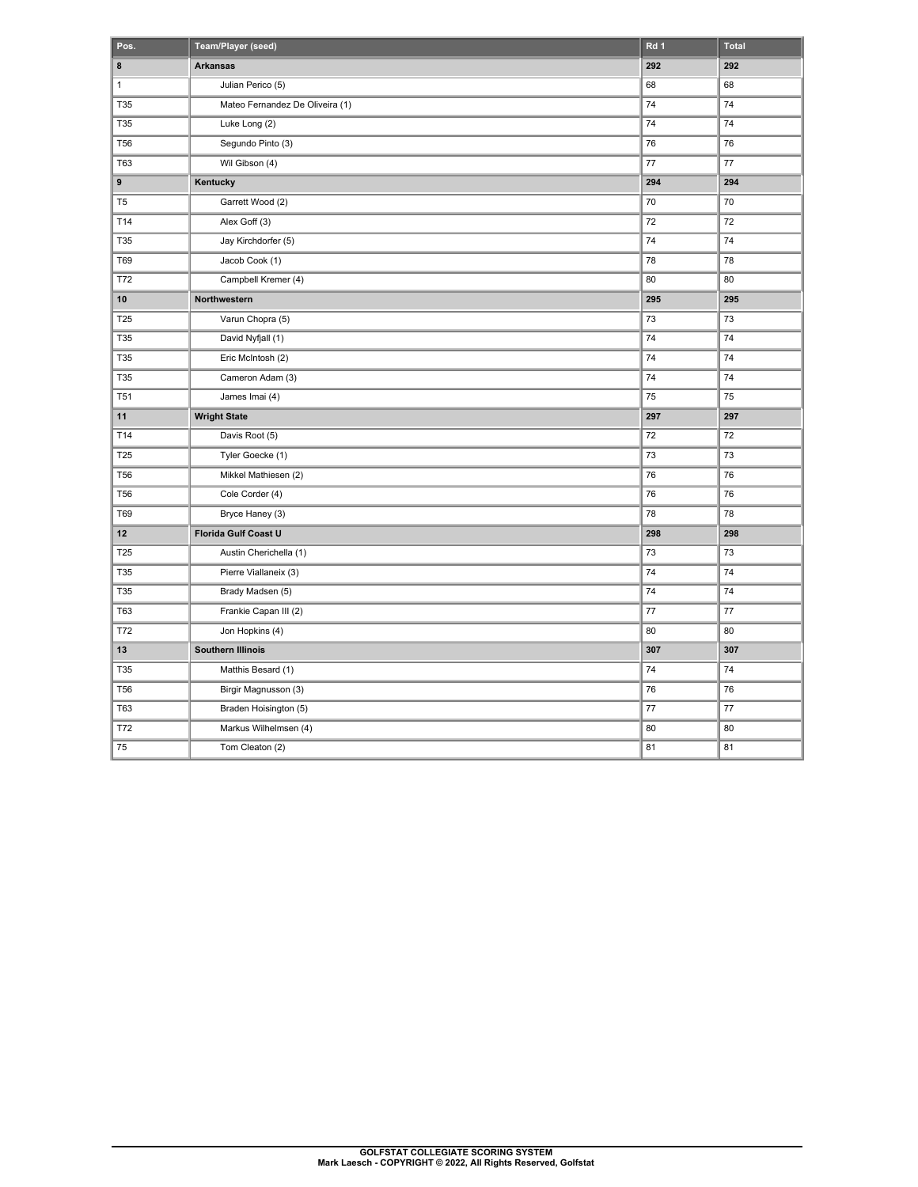| Pos. | Team/Player (seed) | Rd 1 | Total |
|---|---|---|---|
| **8** | **Arkansas** | **292** | **292** |
| 1 | Julian Perico (5) | 68 | 68 |
| T35 | Mateo Fernandez De Oliveira (1) | 74 | 74 |
| T35 | Luke Long (2) | 74 | 74 |
| T56 | Segundo Pinto (3) | 76 | 76 |
| T63 | Wil Gibson (4) | 77 | 77 |
| **9** | **Kentucky** | **294** | **294** |
| T5 | Garrett Wood (2) | 70 | 70 |
| T14 | Alex Goff (3) | 72 | 72 |
| T35 | Jay Kirchdorfer (5) | 74 | 74 |
| T69 | Jacob Cook (1) | 78 | 78 |
| T72 | Campbell Kremer (4) | 80 | 80 |
| **10** | **Northwestern** | **295** | **295** |
| T25 | Varun Chopra (5) | 73 | 73 |
| T35 | David Nyfjall (1) | 74 | 74 |
| T35 | Eric McIntosh (2) | 74 | 74 |
| T35 | Cameron Adam (3) | 74 | 74 |
| T51 | James Imai (4) | 75 | 75 |
| **11** | **Wright State** | **297** | **297** |
| T14 | Davis Root (5) | 72 | 72 |
| T25 | Tyler Goecke (1) | 73 | 73 |
| T56 | Mikkel Mathiesen (2) | 76 | 76 |
| T56 | Cole Corder (4) | 76 | 76 |
| T69 | Bryce Haney (3) | 78 | 78 |
| **12** | **Florida Gulf Coast U** | **298** | **298** |
| T25 | Austin Cherichella (1) | 73 | 73 |
| T35 | Pierre Viallaneix (3) | 74 | 74 |
| T35 | Brady Madsen (5) | 74 | 74 |
| T63 | Frankie Capan III (2) | 77 | 77 |
| T72 | Jon Hopkins (4) | 80 | 80 |
| **13** | **Southern Illinois** | **307** | **307** |
| T35 | Matthis Besard (1) | 74 | 74 |
| T56 | Birgir Magnusson (3) | 76 | 76 |
| T63 | Braden Hoisington (5) | 77 | 77 |
| T72 | Markus Wilhelmsen (4) | 80 | 80 |
| 75 | Tom Cleaton (2) | 81 | 81 |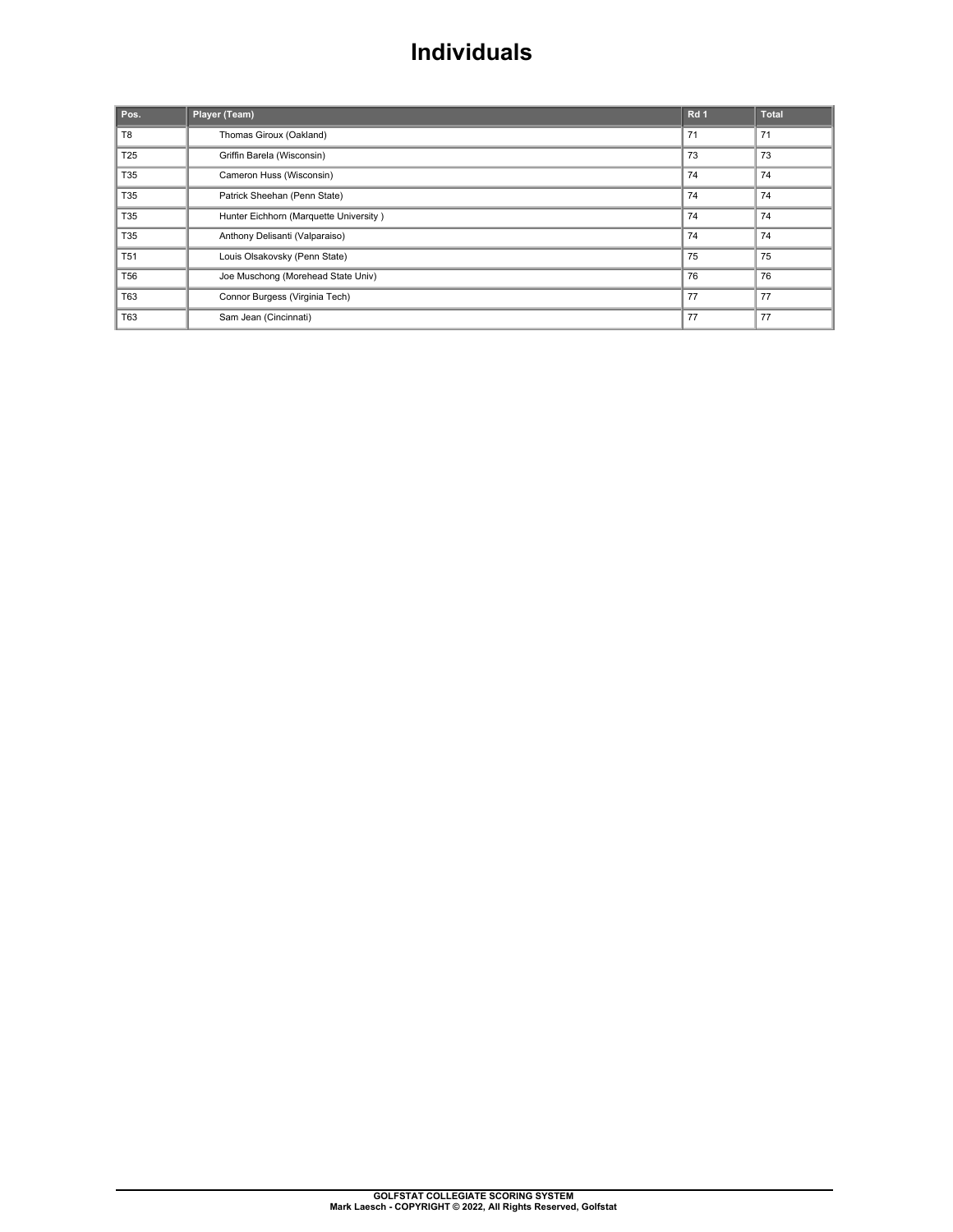# Individuals

| Pos. | Player (Team) | Rd 1 | Total |
|---|---|---|---|
| T8 | Thomas Giroux (Oakland) | 71 | 71 |
| T25 | Griffin Barela (Wisconsin) | 73 | 73 |
| T35 | Cameron Huss (Wisconsin) | 74 | 74 |
| T35 | Patrick Sheehan (Penn State) | 74 | 74 |
| T35 | Hunter Eichhorn (Marquette University ) | 74 | 74 |
| T35 | Anthony Delisanti (Valparaiso) | 74 | 74 |
| T51 | Louis Olsakovsky (Penn State) | 75 | 75 |
| T56 | Joe Muschong (Morehead State Univ) | 76 | 76 |
| T63 | Connor Burgess (Virginia Tech) | 77 | 77 |
| T63 | Sam Jean (Cincinnati) | 77 | 77 |

**GOLFSTAT COLLEGIATE SCORING SYSTEM**
**Mark Laesch - COPYRIGHT © 2022, All Rights Reserved, Golfstat**